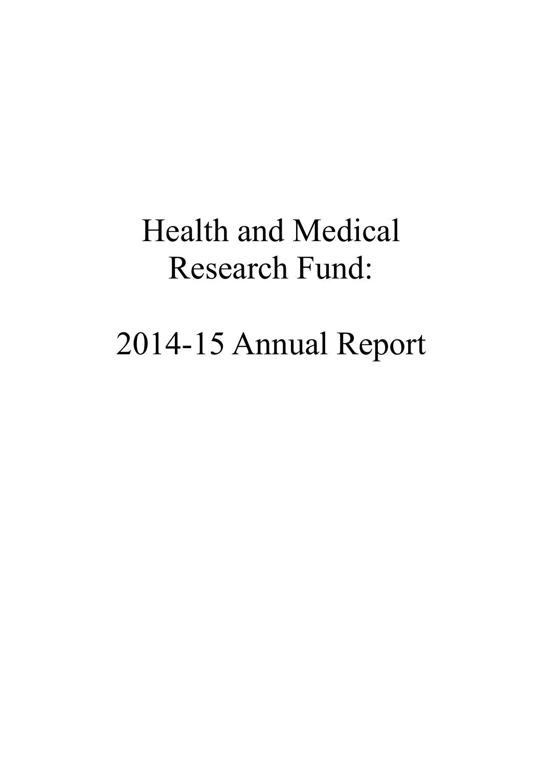# Health and Medical Research Fund:

# 2014-15 Annual Report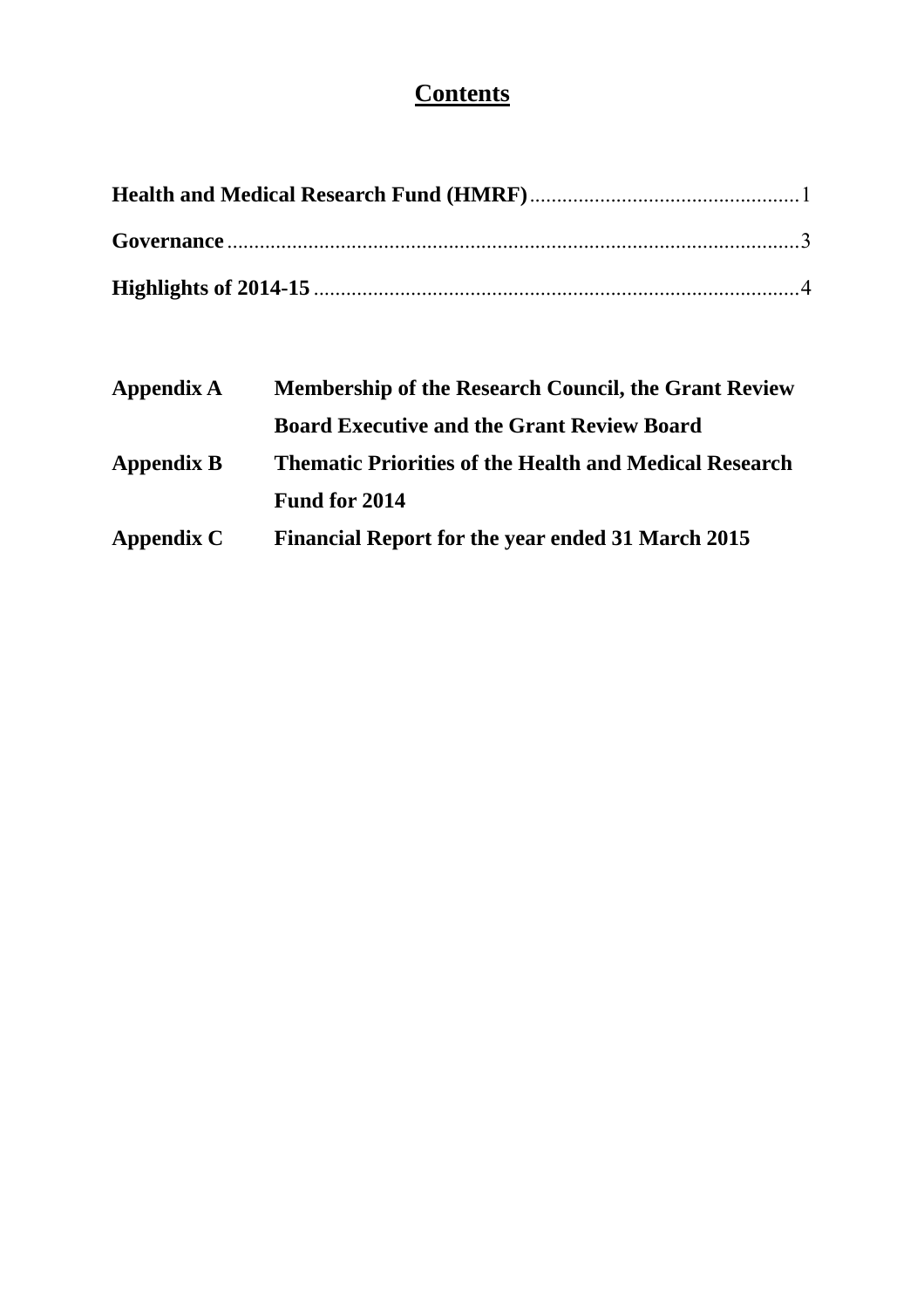# Contents

**Health and Medical Research Fund (HMRF)** .................................................. 1

**Governance** .......................................................................................................... 3

**Highlights of 2014-15** .......................................................................................... 4

| | |
|---|---|
| **Appendix A** | **Membership of the Research Council, the Grant Review Board Executive and the Grant Review Board** |
| **Appendix B** | **Thematic Priorities of the Health and Medical Research Fund for 2014** |
| **Appendix C** | **Financial Report for the year ended 31 March 2015** |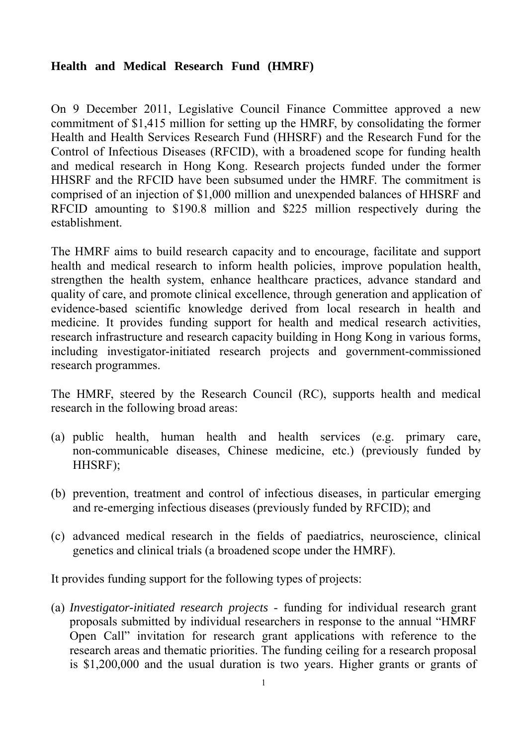**Health and Medical Research Fund (HMRF)**

On 9 December 2011, Legislative Council Finance Committee approved a new commitment of $1,415 million for setting up the HMRF, by consolidating the former Health and Health Services Research Fund (HHSRF) and the Research Fund for the Control of Infectious Diseases (RFCID), with a broadened scope for funding health and medical research in Hong Kong. Research projects funded under the former HHSRF and the RFCID have been subsumed under the HMRF. The commitment is comprised of an injection of $1,000 million and unexpended balances of HHSRF and RFCID amounting to $190.8 million and $225 million respectively during the establishment.

The HMRF aims to build research capacity and to encourage, facilitate and support health and medical research to inform health policies, improve population health, strengthen the health system, enhance healthcare practices, advance standard and quality of care, and promote clinical excellence, through generation and application of evidence-based scientific knowledge derived from local research in health and medicine. It provides funding support for health and medical research activities, research infrastructure and research capacity building in Hong Kong in various forms, including investigator-initiated research projects and government-commissioned research programmes.

The HMRF, steered by the Research Council (RC), supports health and medical research in the following broad areas:

(a) public health, human health and health services (e.g. primary care, non-communicable diseases, Chinese medicine, etc.) (previously funded by HHSRF);

(b) prevention, treatment and control of infectious diseases, in particular emerging and re-emerging infectious diseases (previously funded by RFCID); and

(c) advanced medical research in the fields of paediatrics, neuroscience, clinical genetics and clinical trials (a broadened scope under the HMRF).

It provides funding support for the following types of projects:

(a) *Investigator-initiated research projects* - funding for individual research grant proposals submitted by individual researchers in response to the annual "HMRF Open Call" invitation for research grant applications with reference to the research areas and thematic priorities. The funding ceiling for a research proposal is $1,200,000 and the usual duration is two years. Higher grants or grants of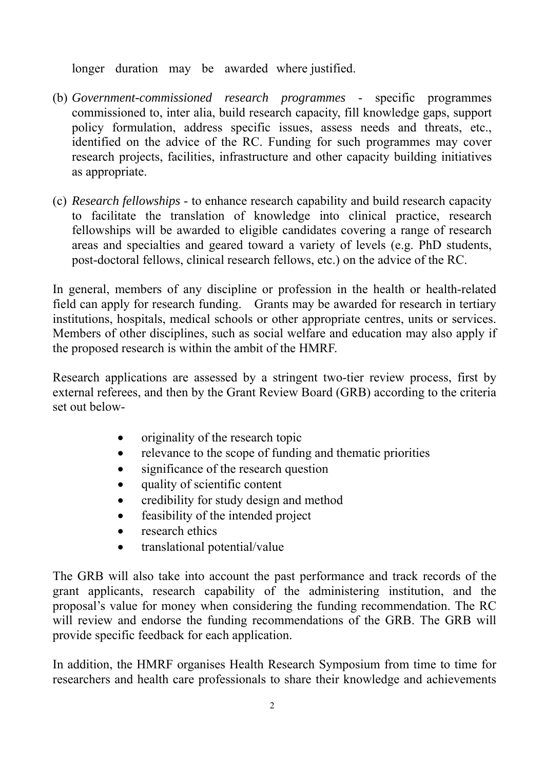longer duration may be awarded where justified.

(b) *Government-commissioned research programmes* - specific programmes commissioned to, inter alia, build research capacity, fill knowledge gaps, support policy formulation, address specific issues, assess needs and threats, etc., identified on the advice of the RC. Funding for such programmes may cover research projects, facilities, infrastructure and other capacity building initiatives as appropriate.

(c) *Research fellowships* - to enhance research capability and build research capacity to facilitate the translation of knowledge into clinical practice, research fellowships will be awarded to eligible candidates covering a range of research areas and specialties and geared toward a variety of levels (e.g. PhD students, post-doctoral fellows, clinical research fellows, etc.) on the advice of the RC.

In general, members of any discipline or profession in the health or health-related field can apply for research funding. Grants may be awarded for research in tertiary institutions, hospitals, medical schools or other appropriate centres, units or services. Members of other disciplines, such as social welfare and education may also apply if the proposed research is within the ambit of the HMRF.

Research applications are assessed by a stringent two-tier review process, first by external referees, and then by the Grant Review Board (GRB) according to the criteria set out below-

- originality of the research topic
- relevance to the scope of funding and thematic priorities
- significance of the research question
- quality of scientific content
- credibility for study design and method
- feasibility of the intended project
- research ethics
- translational potential/value

The GRB will also take into account the past performance and track records of the grant applicants, research capability of the administering institution, and the proposal's value for money when considering the funding recommendation. The RC will review and endorse the funding recommendations of the GRB. The GRB will provide specific feedback for each application.

In addition, the HMRF organises Health Research Symposium from time to time for researchers and health care professionals to share their knowledge and achievements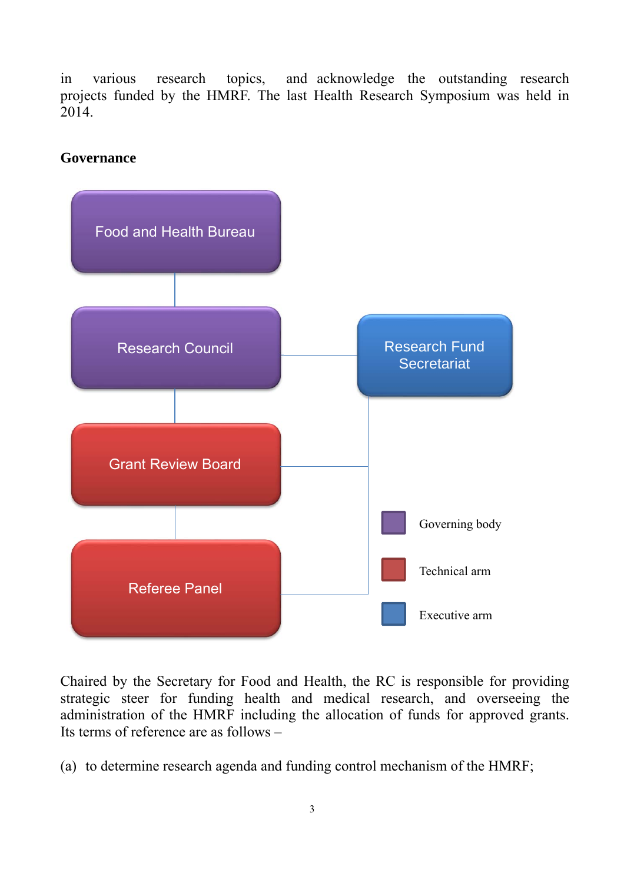in various research topics, and acknowledge the outstanding research projects funded by the HMRF. The last Health Research Symposium was held in 2014.

**Governance**

Food and Health Bureau

Research Council

Research Fund Secretariat

Grant Review Board

Referee Panel

Governing body

Technical arm

Executive arm

Chaired by the Secretary for Food and Health, the RC is responsible for providing strategic steer for funding health and medical research, and overseeing the administration of the HMRF including the allocation of funds for approved grants. Its terms of reference are as follows –

(a) to determine research agenda and funding control mechanism of the HMRF;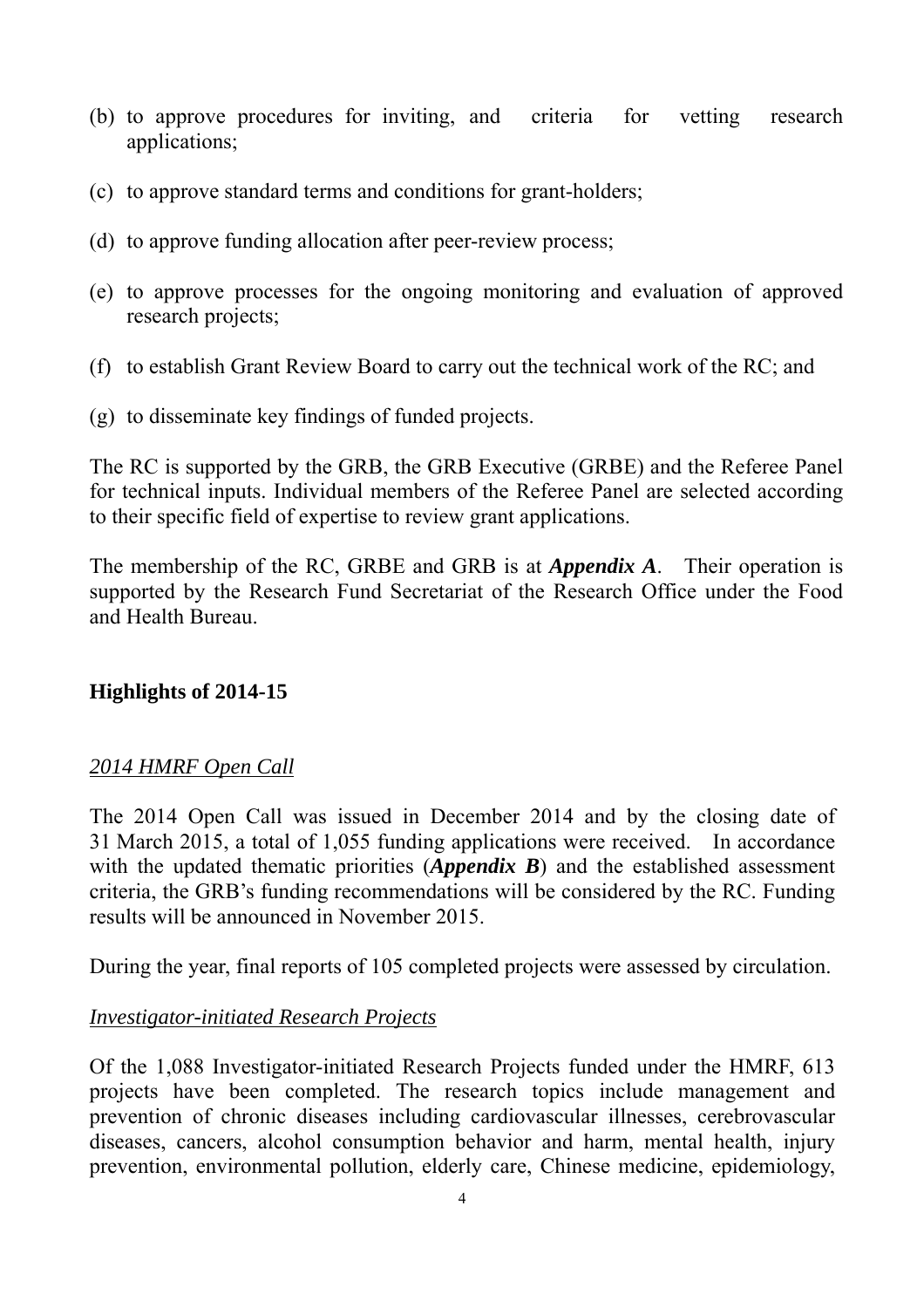(b) to approve procedures for inviting, and criteria for vetting research applications;

(c) to approve standard terms and conditions for grant-holders;

(d) to approve funding allocation after peer-review process;

(e) to approve processes for the ongoing monitoring and evaluation of approved research projects;

(f) to establish Grant Review Board to carry out the technical work of the RC; and

(g) to disseminate key findings of funded projects.

The RC is supported by the GRB, the GRB Executive (GRBE) and the Referee Panel for technical inputs. Individual members of the Referee Panel are selected according to their specific field of expertise to review grant applications.

The membership of the RC, GRBE and GRB is at ***Appendix A***. Their operation is supported by the Research Fund Secretariat of the Research Office under the Food and Health Bureau.

## Highlights of 2014-15

### *2014 HMRF Open Call*

The 2014 Open Call was issued in December 2014 and by the closing date of 31 March 2015, a total of 1,055 funding applications were received. In accordance with the updated thematic priorities (***Appendix B***) and the established assessment criteria, the GRB's funding recommendations will be considered by the RC. Funding results will be announced in November 2015.

During the year, final reports of 105 completed projects were assessed by circulation.

### *Investigator-initiated Research Projects*

Of the 1,088 Investigator-initiated Research Projects funded under the HMRF, 613 projects have been completed. The research topics include management and prevention of chronic diseases including cardiovascular illnesses, cerebrovascular diseases, cancers, alcohol consumption behavior and harm, mental health, injury prevention, environmental pollution, elderly care, Chinese medicine, epidemiology,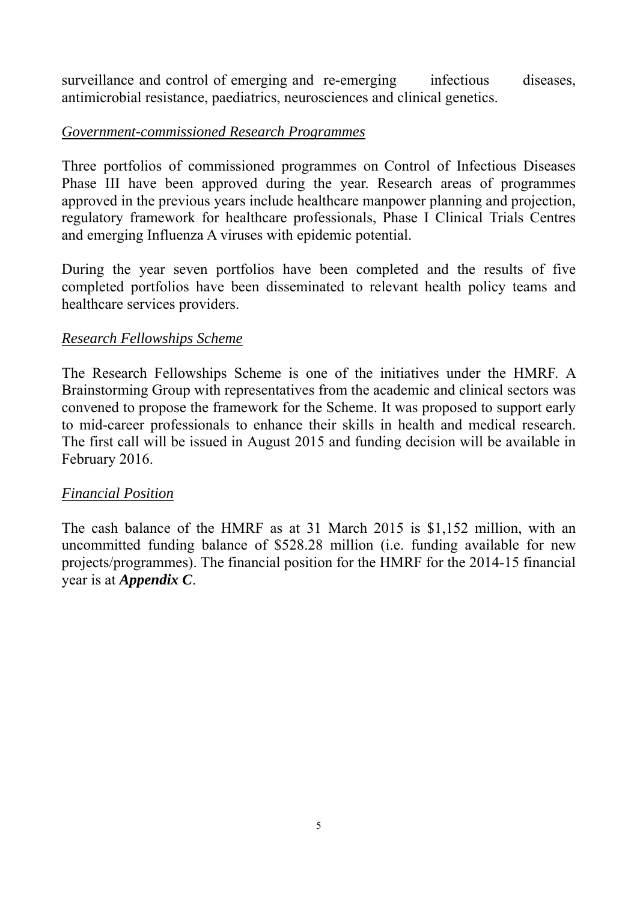surveillance and control of emerging and re-emerging infectious diseases, antimicrobial resistance, paediatrics, neurosciences and clinical genetics.

*Government-commissioned Research Programmes*

Three portfolios of commissioned programmes on Control of Infectious Diseases Phase III have been approved during the year. Research areas of programmes approved in the previous years include healthcare manpower planning and projection, regulatory framework for healthcare professionals, Phase I Clinical Trials Centres and emerging Influenza A viruses with epidemic potential.

During the year seven portfolios have been completed and the results of five completed portfolios have been disseminated to relevant health policy teams and healthcare services providers.

*Research Fellowships Scheme*

The Research Fellowships Scheme is one of the initiatives under the HMRF. A Brainstorming Group with representatives from the academic and clinical sectors was convened to propose the framework for the Scheme. It was proposed to support early to mid-career professionals to enhance their skills in health and medical research. The first call will be issued in August 2015 and funding decision will be available in February 2016.

*Financial Position*

The cash balance of the HMRF as at 31 March 2015 is $1,152 million, with an uncommitted funding balance of $528.28 million (i.e. funding available for new projects/programmes). The financial position for the HMRF for the 2014-15 financial year is at ***Appendix C***.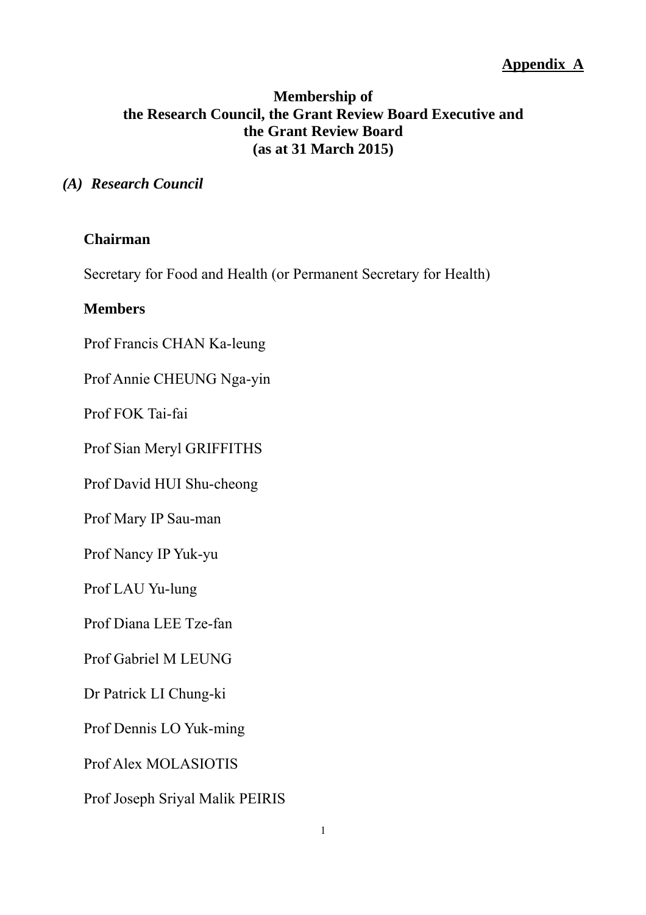**Appendix A**

# Membership of the Research Council, the Grant Review Board Executive and the Grant Review Board (as at 31 March 2015)

## *(A) Research Council*

**Chairman**

Secretary for Food and Health (or Permanent Secretary for Health)

**Members**

Prof Francis CHAN Ka-leung

Prof Annie CHEUNG Nga-yin

Prof FOK Tai-fai

Prof Sian Meryl GRIFFITHS

Prof David HUI Shu-cheong

Prof Mary IP Sau-man

Prof Nancy IP Yuk-yu

Prof LAU Yu-lung

Prof Diana LEE Tze-fan

Prof Gabriel M LEUNG

Dr Patrick LI Chung-ki

Prof Dennis LO Yuk-ming

Prof Alex MOLASIOTIS

Prof Joseph Sriyal Malik PEIRIS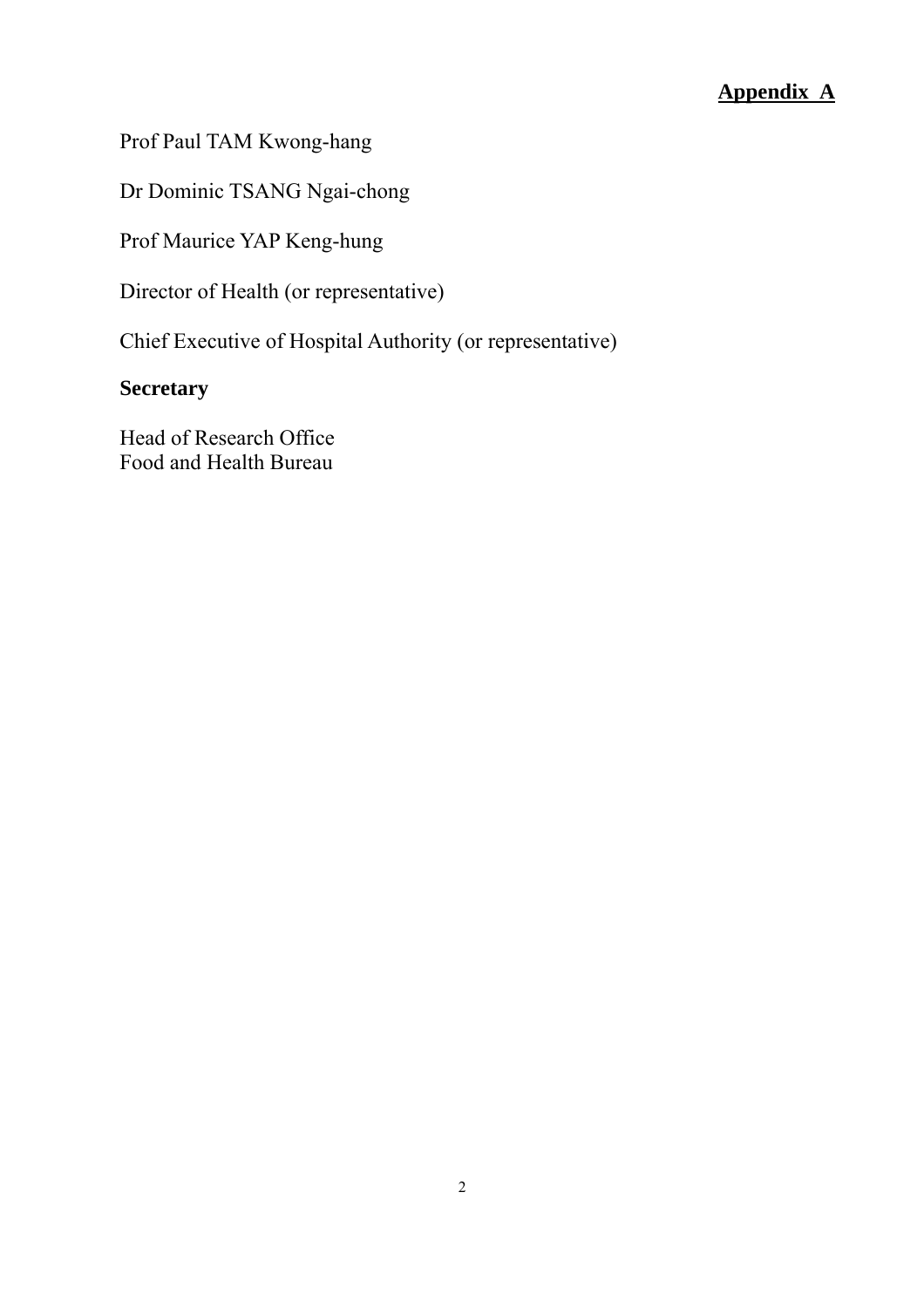**Appendix A**

Prof Paul TAM Kwong-hang

Dr Dominic TSANG Ngai-chong

Prof Maurice YAP Keng-hung

Director of Health (or representative)

Chief Executive of Hospital Authority (or representative)

**Secretary**

Head of Research Office
Food and Health Bureau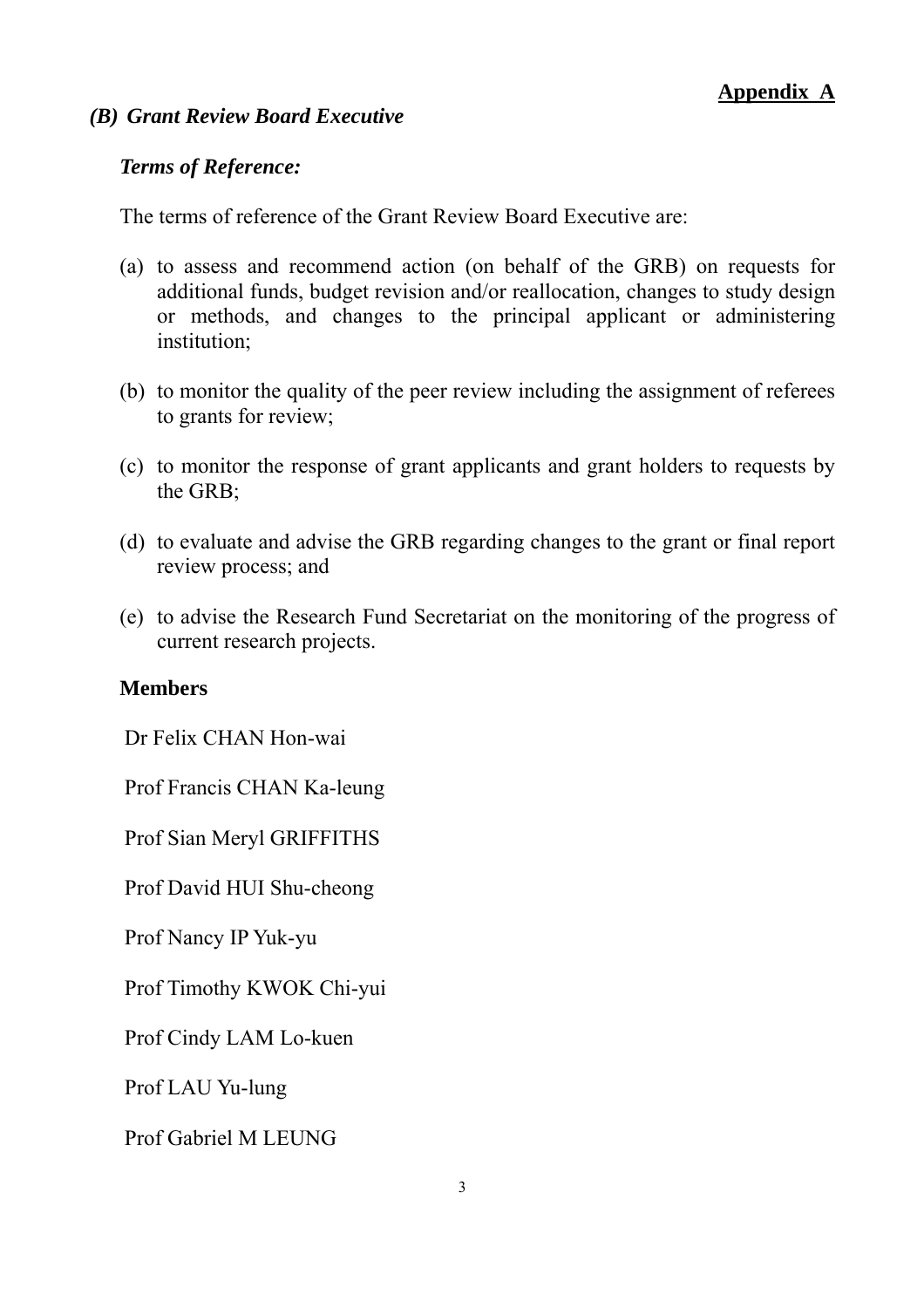**Appendix A**

### *(B) Grant Review Board Executive*

***Terms of Reference:***

The terms of reference of the Grant Review Board Executive are:

(a) to assess and recommend action (on behalf of the GRB) on requests for additional funds, budget revision and/or reallocation, changes to study design or methods, and changes to the principal applicant or administering institution;

(b) to monitor the quality of the peer review including the assignment of referees to grants for review;

(c) to monitor the response of grant applicants and grant holders to requests by the GRB;

(d) to evaluate and advise the GRB regarding changes to the grant or final report review process; and

(e) to advise the Research Fund Secretariat on the monitoring of the progress of current research projects.

**Members**

Dr Felix CHAN Hon-wai

Prof Francis CHAN Ka-leung

Prof Sian Meryl GRIFFITHS

Prof David HUI Shu-cheong

Prof Nancy IP Yuk-yu

Prof Timothy KWOK Chi-yui

Prof Cindy LAM Lo-kuen

Prof LAU Yu-lung

Prof Gabriel M LEUNG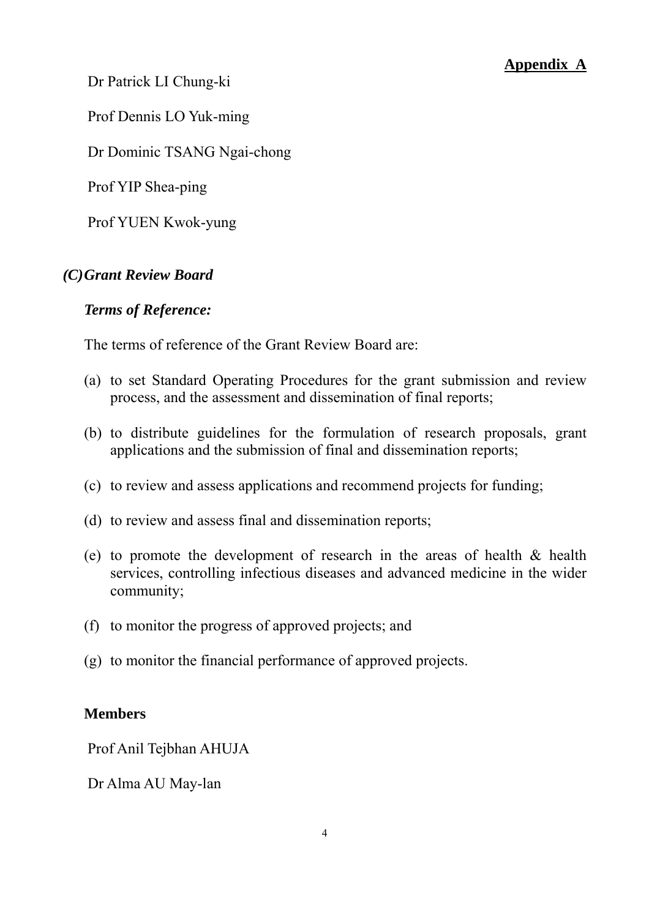**Appendix A**

Dr Patrick LI Chung-ki

Prof Dennis LO Yuk-ming

Dr Dominic TSANG Ngai-chong

Prof YIP Shea-ping

Prof YUEN Kwok-yung

### *(C) Grant Review Board*

***Terms of Reference:***

The terms of reference of the Grant Review Board are:

(a) to set Standard Operating Procedures for the grant submission and review process, and the assessment and dissemination of final reports;

(b) to distribute guidelines for the formulation of research proposals, grant applications and the submission of final and dissemination reports;

(c) to review and assess applications and recommend projects for funding;

(d) to review and assess final and dissemination reports;

(e) to promote the development of research in the areas of health & health services, controlling infectious diseases and advanced medicine in the wider community;

(f) to monitor the progress of approved projects; and

(g) to monitor the financial performance of approved projects.

**Members**

Prof Anil Tejbhan AHUJA

Dr Alma AU May-lan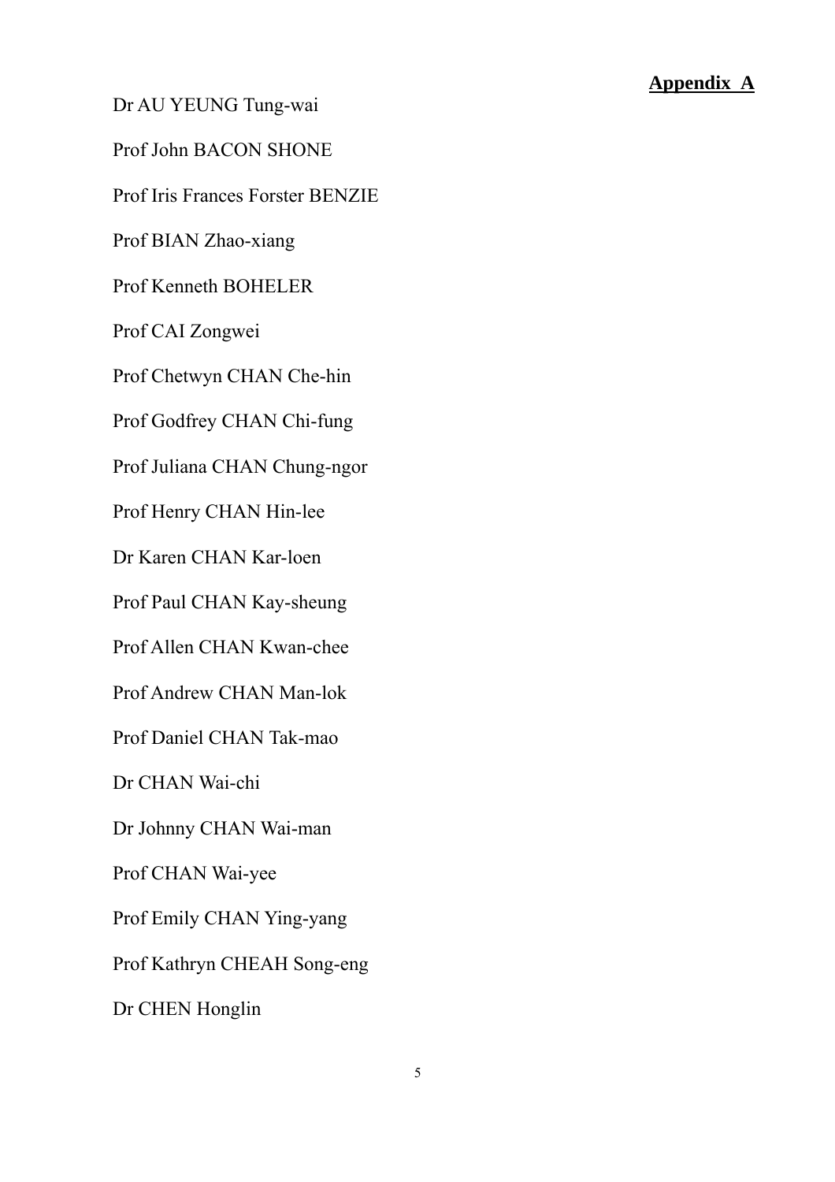**Appendix A**

Dr AU YEUNG Tung-wai

Prof John BACON SHONE

Prof Iris Frances Forster BENZIE

Prof BIAN Zhao-xiang

Prof Kenneth BOHELER

Prof CAI Zongwei

Prof Chetwyn CHAN Che-hin

Prof Godfrey CHAN Chi-fung

Prof Juliana CHAN Chung-ngor

Prof Henry CHAN Hin-lee

Dr Karen CHAN Kar-loen

Prof Paul CHAN Kay-sheung

Prof Allen CHAN Kwan-chee

Prof Andrew CHAN Man-lok

Prof Daniel CHAN Tak-mao

Dr CHAN Wai-chi

Dr Johnny CHAN Wai-man

Prof CHAN Wai-yee

Prof Emily CHAN Ying-yang

Prof Kathryn CHEAH Song-eng

Dr CHEN Honglin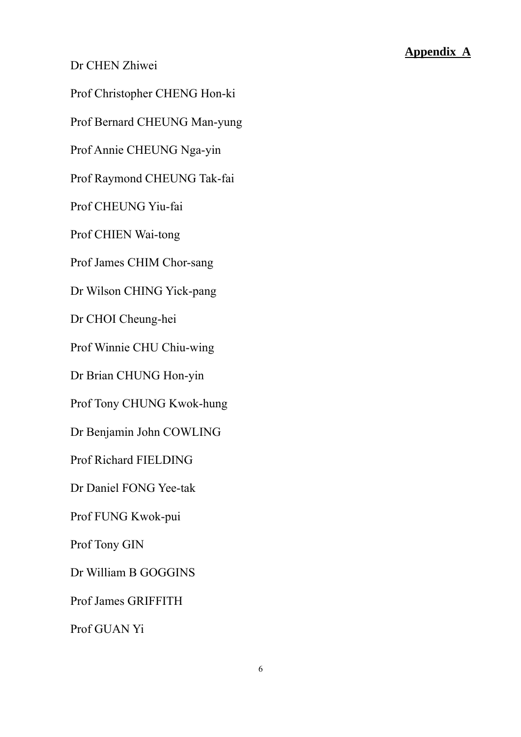**Appendix A**

Dr CHEN Zhiwei

Prof Christopher CHENG Hon-ki

Prof Bernard CHEUNG Man-yung

Prof Annie CHEUNG Nga-yin

Prof Raymond CHEUNG Tak-fai

Prof CHEUNG Yiu-fai

Prof CHIEN Wai-tong

Prof James CHIM Chor-sang

Dr Wilson CHING Yick-pang

Dr CHOI Cheung-hei

Prof Winnie CHU Chiu-wing

Dr Brian CHUNG Hon-yin

Prof Tony CHUNG Kwok-hung

Dr Benjamin John COWLING

Prof Richard FIELDING

Dr Daniel FONG Yee-tak

Prof FUNG Kwok-pui

Prof Tony GIN

Dr William B GOGGINS

Prof James GRIFFITH

Prof GUAN Yi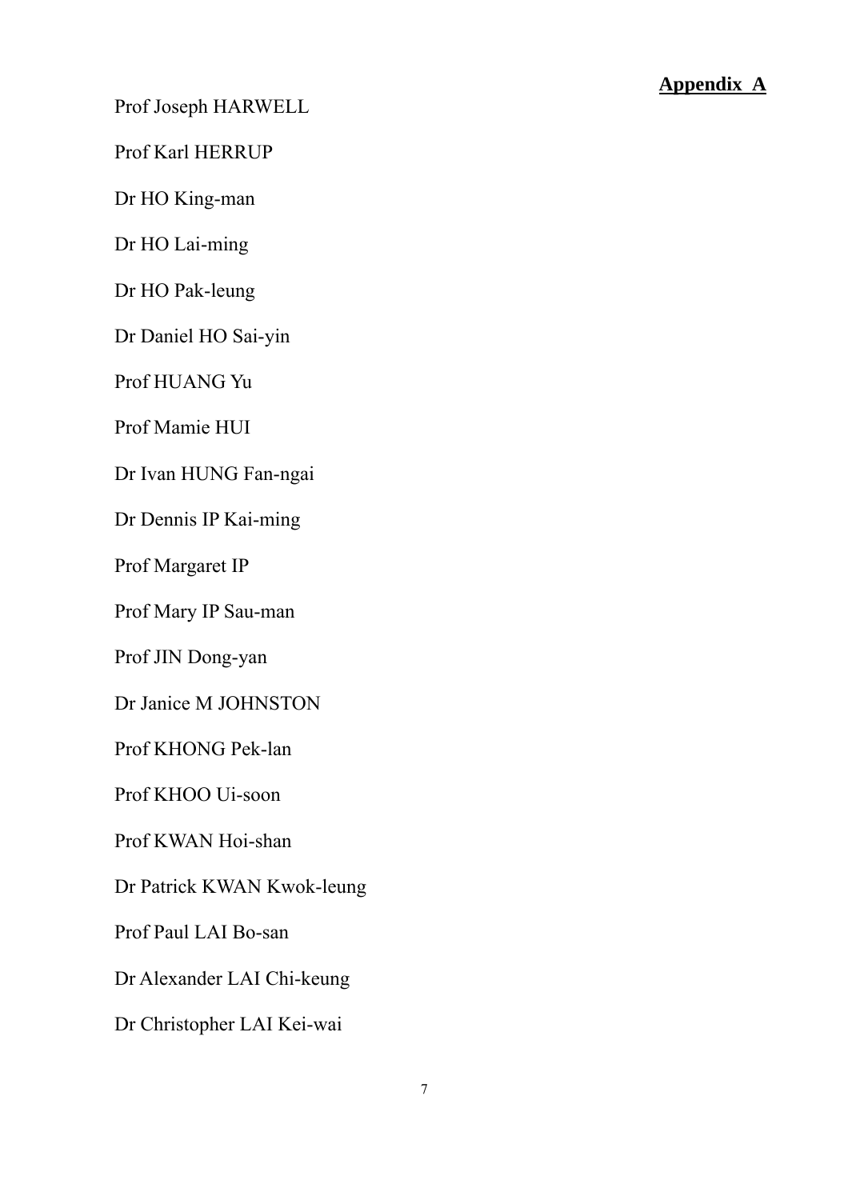**Appendix A**

Prof Joseph HARWELL

Prof Karl HERRUP

Dr HO King-man

Dr HO Lai-ming

Dr HO Pak-leung

Dr Daniel HO Sai-yin

Prof HUANG Yu

Prof Mamie HUI

Dr Ivan HUNG Fan-ngai

Dr Dennis IP Kai-ming

Prof Margaret IP

Prof Mary IP Sau-man

Prof JIN Dong-yan

Dr Janice M JOHNSTON

Prof KHONG Pek-lan

Prof KHOO Ui-soon

Prof KWAN Hoi-shan

Dr Patrick KWAN Kwok-leung

Prof Paul LAI Bo-san

Dr Alexander LAI Chi-keung

Dr Christopher LAI Kei-wai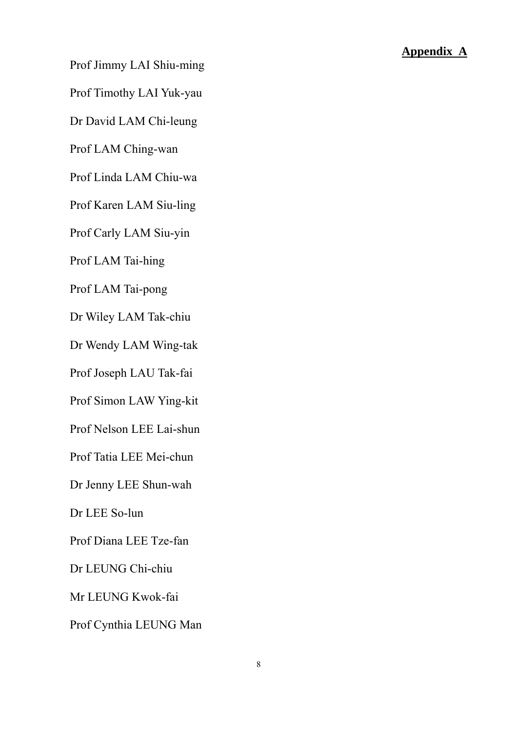**Appendix A**

Prof Jimmy LAI Shiu-ming

Prof Timothy LAI Yuk-yau

Dr David LAM Chi-leung

Prof LAM Ching-wan

Prof Linda LAM Chiu-wa

Prof Karen LAM Siu-ling

Prof Carly LAM Siu-yin

Prof LAM Tai-hing

Prof LAM Tai-pong

Dr Wiley LAM Tak-chiu

Dr Wendy LAM Wing-tak

Prof Joseph LAU Tak-fai

Prof Simon LAW Ying-kit

Prof Nelson LEE Lai-shun

Prof Tatia LEE Mei-chun

Dr Jenny LEE Shun-wah

Dr LEE So-lun

Prof Diana LEE Tze-fan

Dr LEUNG Chi-chiu

Mr LEUNG Kwok-fai

Prof Cynthia LEUNG Man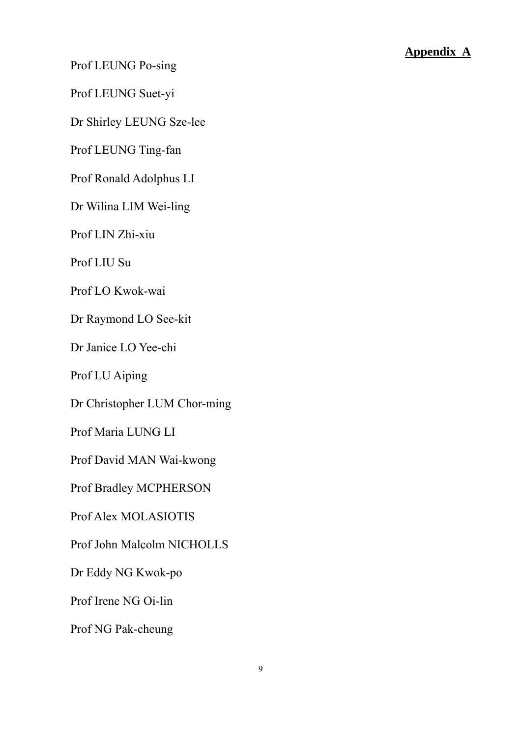**Appendix A**

Prof LEUNG Po-sing

Prof LEUNG Suet-yi

Dr Shirley LEUNG Sze-lee

Prof LEUNG Ting-fan

Prof Ronald Adolphus LI

Dr Wilina LIM Wei-ling

Prof LIN Zhi-xiu

Prof LIU Su

Prof LO Kwok-wai

Dr Raymond LO See-kit

Dr Janice LO Yee-chi

Prof LU Aiping

Dr Christopher LUM Chor-ming

Prof Maria LUNG LI

Prof David MAN Wai-kwong

Prof Bradley MCPHERSON

Prof Alex MOLASIOTIS

Prof John Malcolm NICHOLLS

Dr Eddy NG Kwok-po

Prof Irene NG Oi-lin

Prof NG Pak-cheung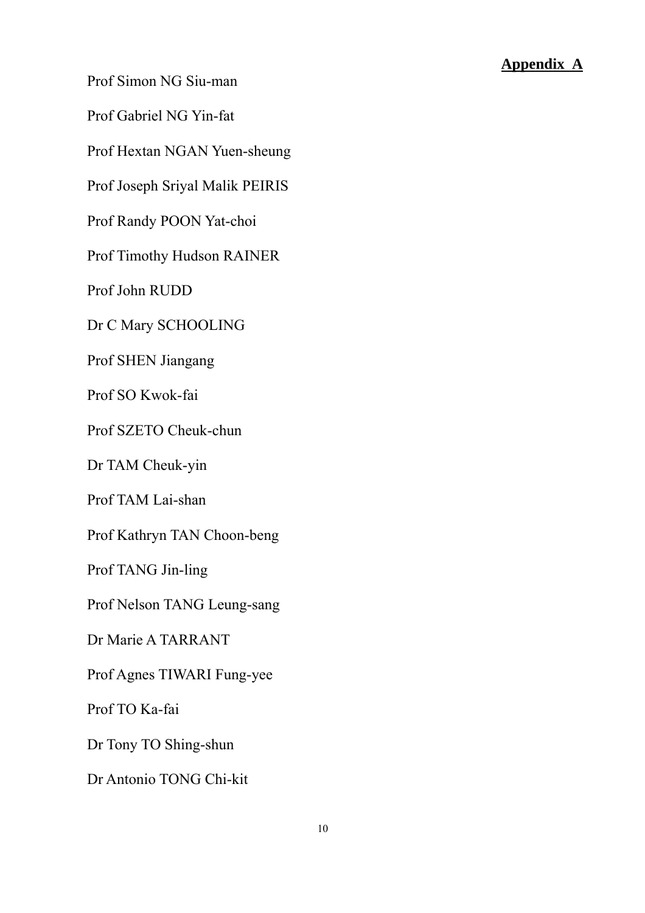**Appendix A**

Prof Simon NG Siu-man

Prof Gabriel NG Yin-fat

Prof Hextan NGAN Yuen-sheung

Prof Joseph Sriyal Malik PEIRIS

Prof Randy POON Yat-choi

Prof Timothy Hudson RAINER

Prof John RUDD

Dr C Mary SCHOOLING

Prof SHEN Jiangang

Prof SO Kwok-fai

Prof SZETO Cheuk-chun

Dr TAM Cheuk-yin

Prof TAM Lai-shan

Prof Kathryn TAN Choon-beng

Prof TANG Jin-ling

Prof Nelson TANG Leung-sang

Dr Marie A TARRANT

Prof Agnes TIWARI Fung-yee

Prof TO Ka-fai

Dr Tony TO Shing-shun

Dr Antonio TONG Chi-kit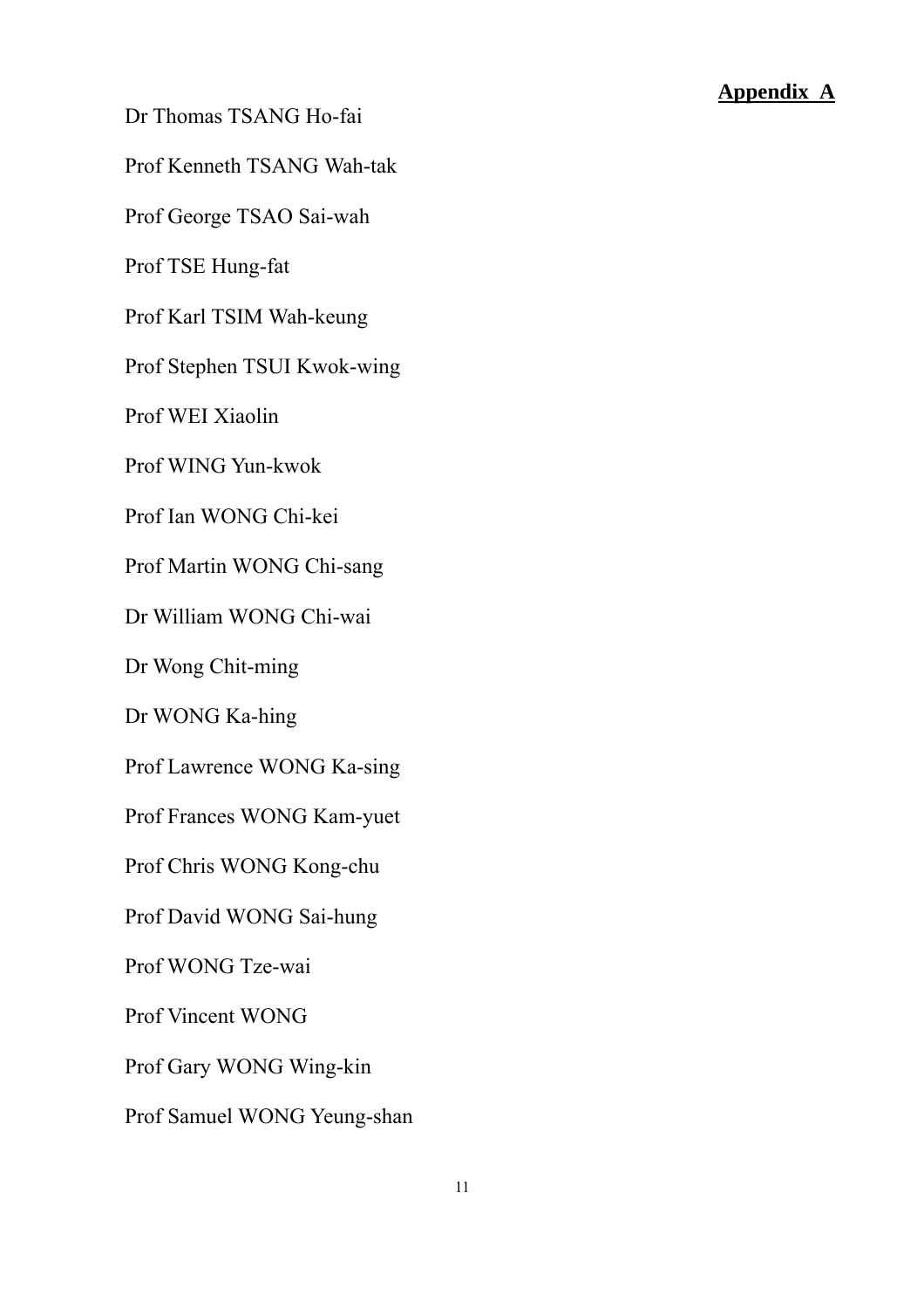**Appendix A**

Dr Thomas TSANG Ho-fai

Prof Kenneth TSANG Wah-tak

Prof George TSAO Sai-wah

Prof TSE Hung-fat

Prof Karl TSIM Wah-keung

Prof Stephen TSUI Kwok-wing

Prof WEI Xiaolin

Prof WING Yun-kwok

Prof Ian WONG Chi-kei

Prof Martin WONG Chi-sang

Dr William WONG Chi-wai

Dr Wong Chit-ming

Dr WONG Ka-hing

Prof Lawrence WONG Ka-sing

Prof Frances WONG Kam-yuet

Prof Chris WONG Kong-chu

Prof David WONG Sai-hung

Prof WONG Tze-wai

Prof Vincent WONG

Prof Gary WONG Wing-kin

Prof Samuel WONG Yeung-shan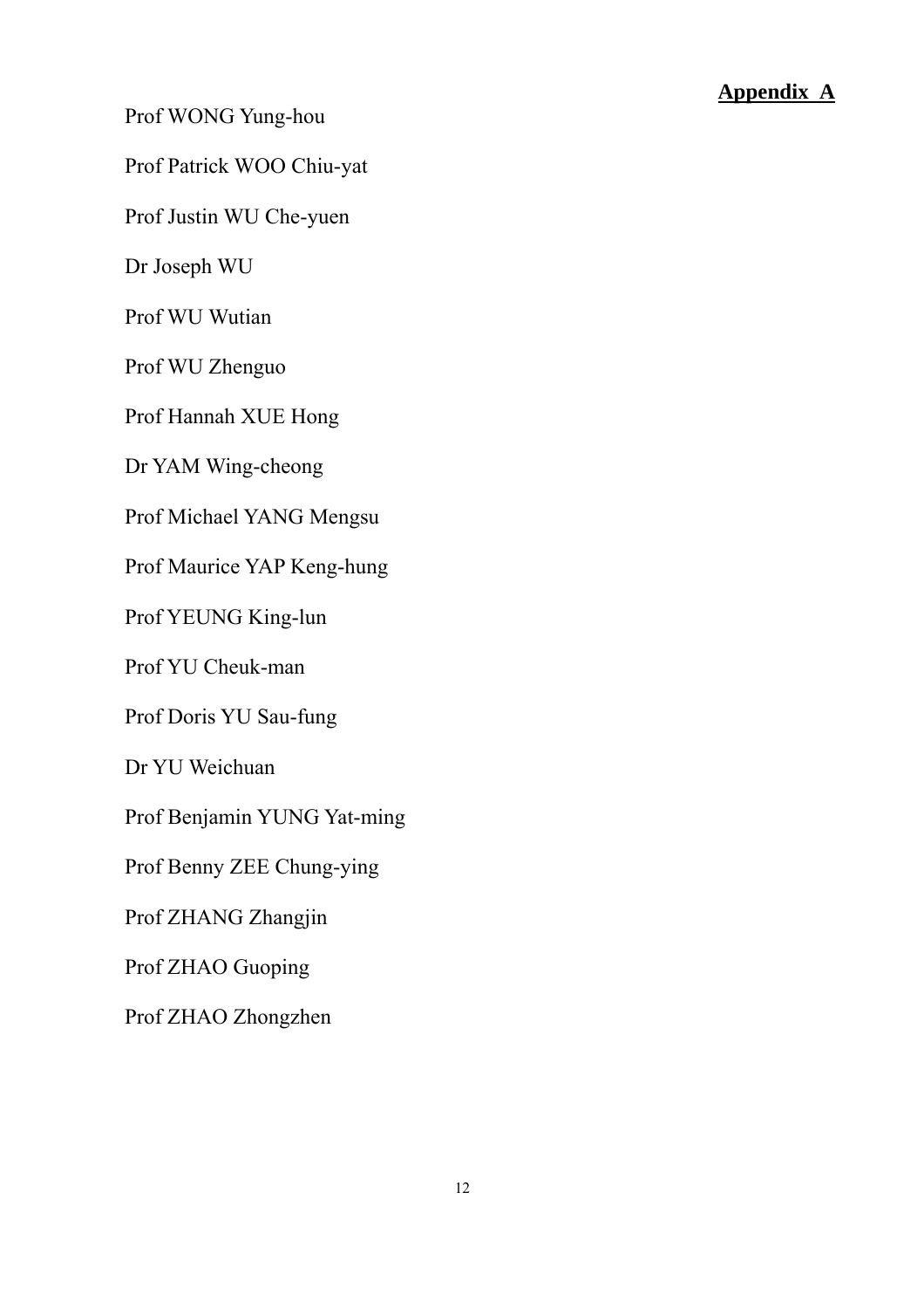**Appendix A**

Prof WONG Yung-hou

Prof Patrick WOO Chiu-yat

Prof Justin WU Che-yuen

Dr Joseph WU

Prof WU Wutian

Prof WU Zhenguo

Prof Hannah XUE Hong

Dr YAM Wing-cheong

Prof Michael YANG Mengsu

Prof Maurice YAP Keng-hung

Prof YEUNG King-lun

Prof YU Cheuk-man

Prof Doris YU Sau-fung

Dr YU Weichuan

Prof Benjamin YUNG Yat-ming

Prof Benny ZEE Chung-ying

Prof ZHANG Zhangjin

Prof ZHAO Guoping

Prof ZHAO Zhongzhen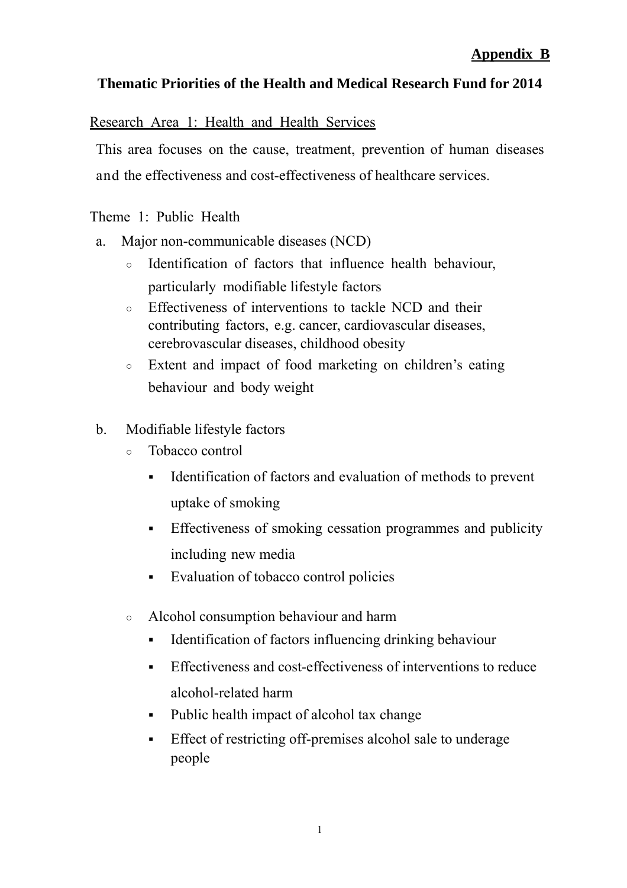**Appendix B**

**Thematic Priorities of the Health and Medical Research Fund for 2014**

Research Area 1: Health and Health Services

This area focuses on the cause, treatment, prevention of human diseases and the effectiveness and cost-effectiveness of healthcare services.

Theme 1: Public Health

a. Major non-communicable diseases (NCD)
   - Identification of factors that influence health behaviour, particularly modifiable lifestyle factors
   - Effectiveness of interventions to tackle NCD and their contributing factors, e.g. cancer, cardiovascular diseases, cerebrovascular diseases, childhood obesity
   - Extent and impact of food marketing on children's eating behaviour and body weight

b. Modifiable lifestyle factors
   - Tobacco control
     - Identification of factors and evaluation of methods to prevent uptake of smoking
     - Effectiveness of smoking cessation programmes and publicity including new media
     - Evaluation of tobacco control policies
   - Alcohol consumption behaviour and harm
     - Identification of factors influencing drinking behaviour
     - Effectiveness and cost-effectiveness of interventions to reduce alcohol-related harm
     - Public health impact of alcohol tax change
     - Effect of restricting off-premises alcohol sale to underage people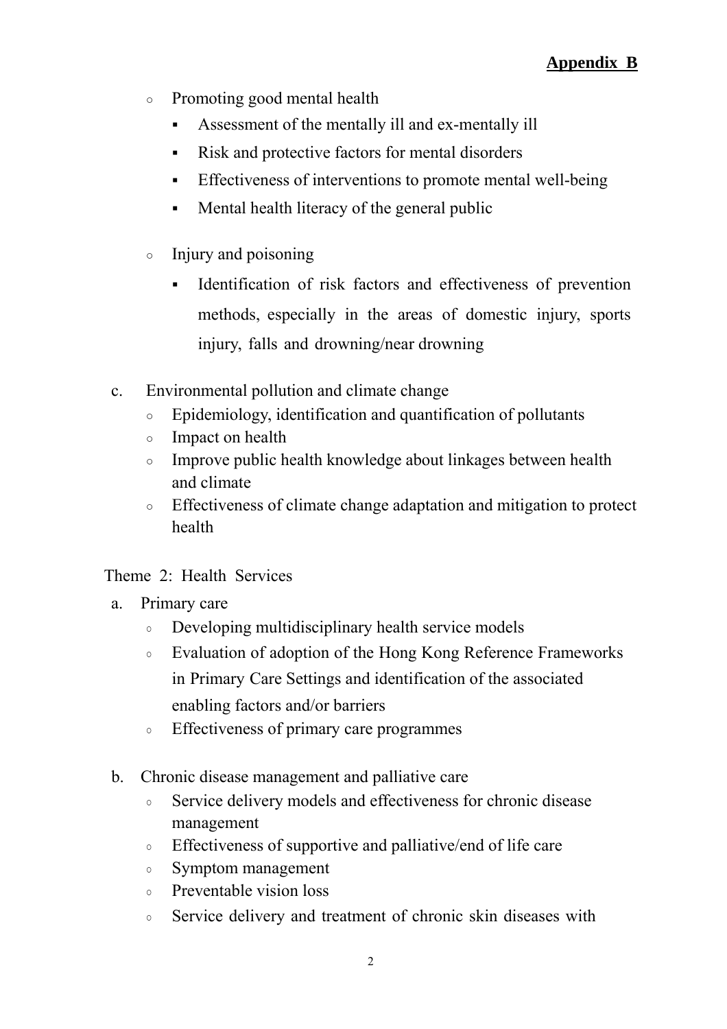**Appendix B**

- Promoting good mental health
  - Assessment of the mentally ill and ex-mentally ill
  - Risk and protective factors for mental disorders
  - Effectiveness of interventions to promote mental well-being
  - Mental health literacy of the general public

- Injury and poisoning
  - Identification of risk factors and effectiveness of prevention methods, especially in the areas of domestic injury, sports injury, falls and drowning/near drowning

c. Environmental pollution and climate change
   - Epidemiology, identification and quantification of pollutants
   - Impact on health
   - Improve public health knowledge about linkages between health and climate
   - Effectiveness of climate change adaptation and mitigation to protect health

Theme 2: Health Services

a. Primary care
   - Developing multidisciplinary health service models
   - Evaluation of adoption of the Hong Kong Reference Frameworks in Primary Care Settings and identification of the associated enabling factors and/or barriers
   - Effectiveness of primary care programmes

b. Chronic disease management and palliative care
   - Service delivery models and effectiveness for chronic disease management
   - Effectiveness of supportive and palliative/end of life care
   - Symptom management
   - Preventable vision loss
   - Service delivery and treatment of chronic skin diseases with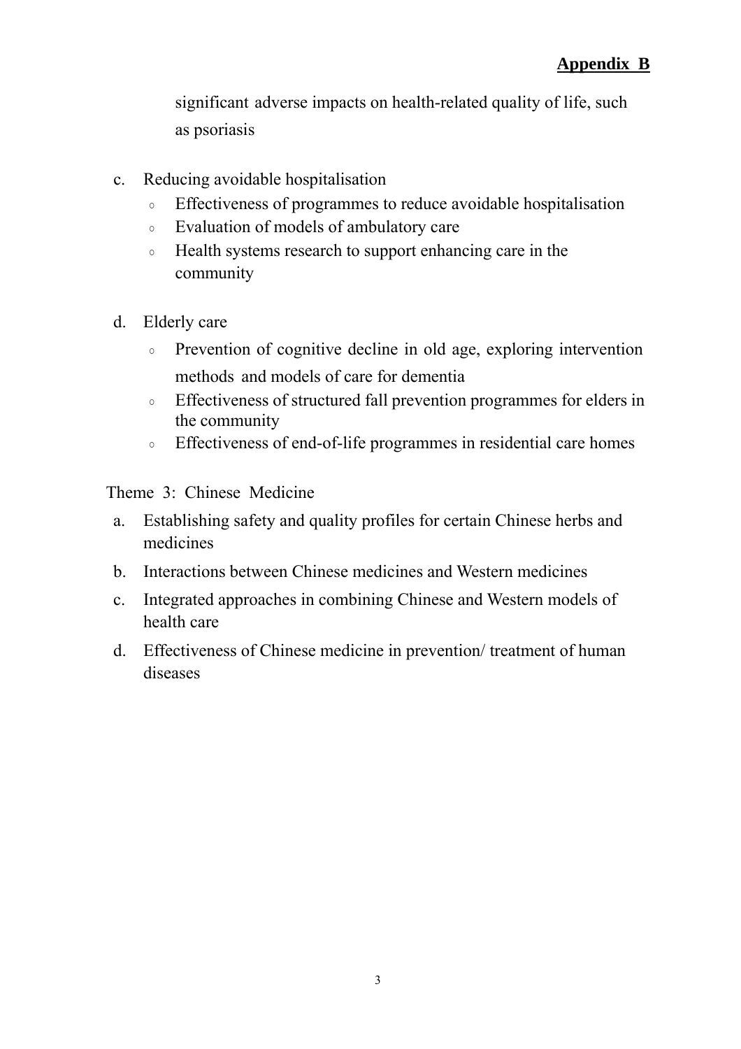**Appendix B**

significant adverse impacts on health-related quality of life, such as psoriasis

c. Reducing avoidable hospitalisation
   - Effectiveness of programmes to reduce avoidable hospitalisation
   - Evaluation of models of ambulatory care
   - Health systems research to support enhancing care in the community

d. Elderly care
   - Prevention of cognitive decline in old age, exploring intervention methods and models of care for dementia
   - Effectiveness of structured fall prevention programmes for elders in the community
   - Effectiveness of end-of-life programmes in residential care homes

Theme 3: Chinese Medicine

a. Establishing safety and quality profiles for certain Chinese herbs and medicines
b. Interactions between Chinese medicines and Western medicines
c. Integrated approaches in combining Chinese and Western models of health care
d. Effectiveness of Chinese medicine in prevention/ treatment of human diseases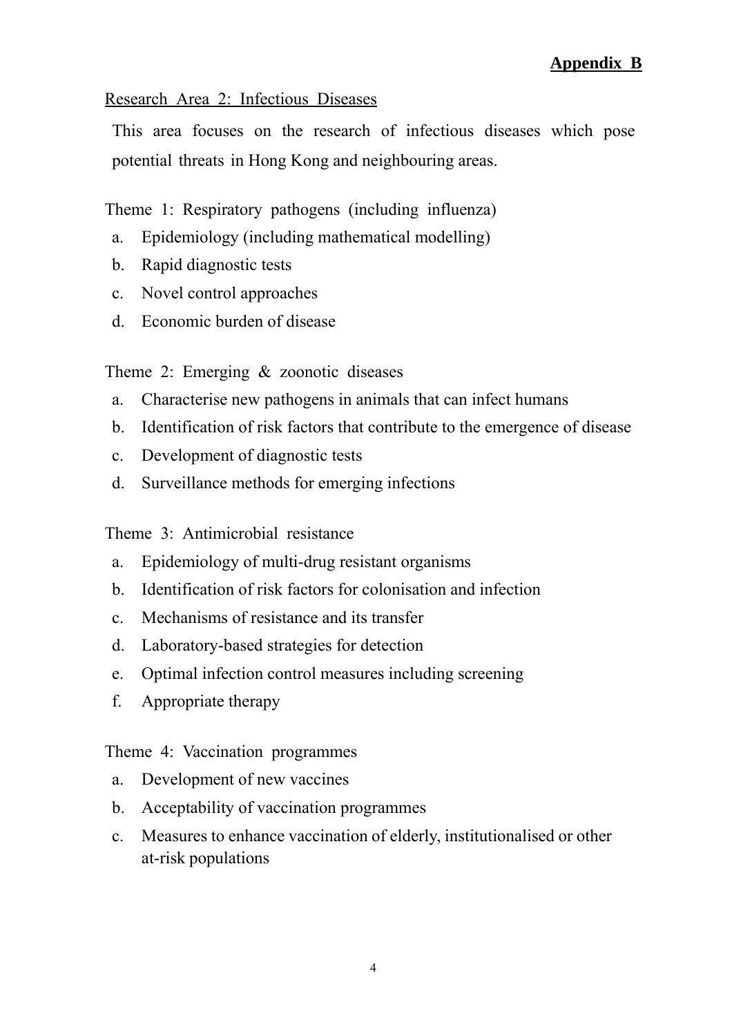**Appendix B**

Research Area 2: Infectious Diseases

This area focuses on the research of infectious diseases which pose potential threats in Hong Kong and neighbouring areas.

Theme 1: Respiratory pathogens (including influenza)

a. Epidemiology (including mathematical modelling)
b. Rapid diagnostic tests
c. Novel control approaches
d. Economic burden of disease

Theme 2: Emerging & zoonotic diseases

a. Characterise new pathogens in animals that can infect humans
b. Identification of risk factors that contribute to the emergence of disease
c. Development of diagnostic tests
d. Surveillance methods for emerging infections

Theme 3: Antimicrobial resistance

a. Epidemiology of multi-drug resistant organisms
b. Identification of risk factors for colonisation and infection
c. Mechanisms of resistance and its transfer
d. Laboratory-based strategies for detection
e. Optimal infection control measures including screening
f. Appropriate therapy

Theme 4: Vaccination programmes

a. Development of new vaccines
b. Acceptability of vaccination programmes
c. Measures to enhance vaccination of elderly, institutionalised or other at-risk populations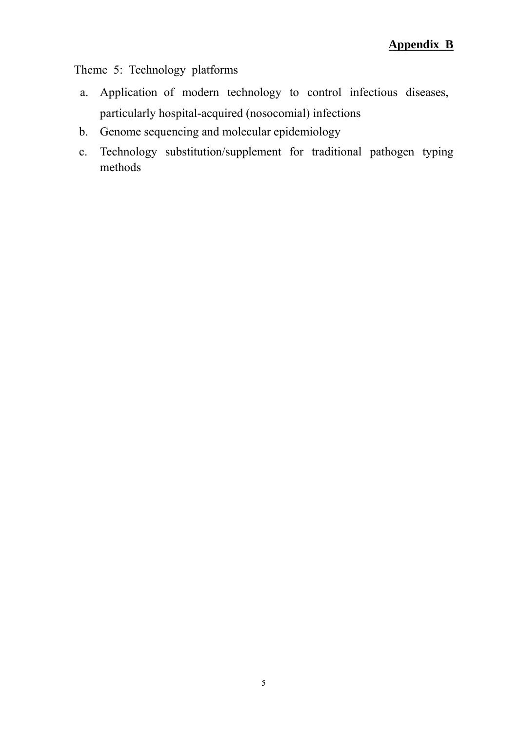**Appendix B**

Theme 5: Technology platforms

a. Application of modern technology to control infectious diseases, particularly hospital-acquired (nosocomial) infections
b. Genome sequencing and molecular epidemiology
c. Technology substitution/supplement for traditional pathogen typing methods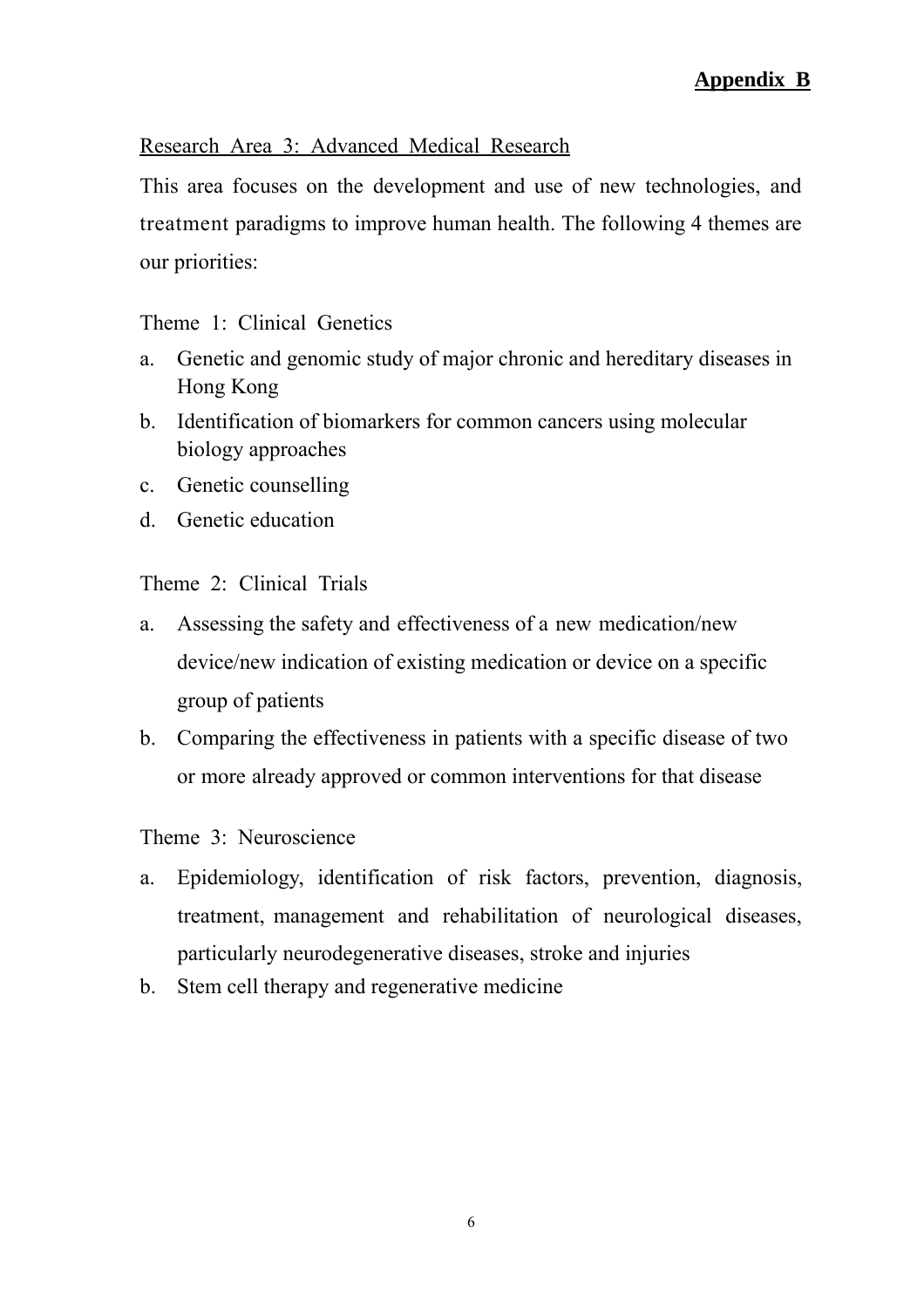**Appendix B**

Research Area 3: Advanced Medical Research

This area focuses on the development and use of new technologies, and treatment paradigms to improve human health. The following 4 themes are our priorities:

Theme 1: Clinical Genetics

a. Genetic and genomic study of major chronic and hereditary diseases in Hong Kong
b. Identification of biomarkers for common cancers using molecular biology approaches
c. Genetic counselling
d. Genetic education

Theme 2: Clinical Trials

a. Assessing the safety and effectiveness of a new medication/new device/new indication of existing medication or device on a specific group of patients
b. Comparing the effectiveness in patients with a specific disease of two or more already approved or common interventions for that disease

Theme 3: Neuroscience

a. Epidemiology, identification of risk factors, prevention, diagnosis, treatment, management and rehabilitation of neurological diseases, particularly neurodegenerative diseases, stroke and injuries
b. Stem cell therapy and regenerative medicine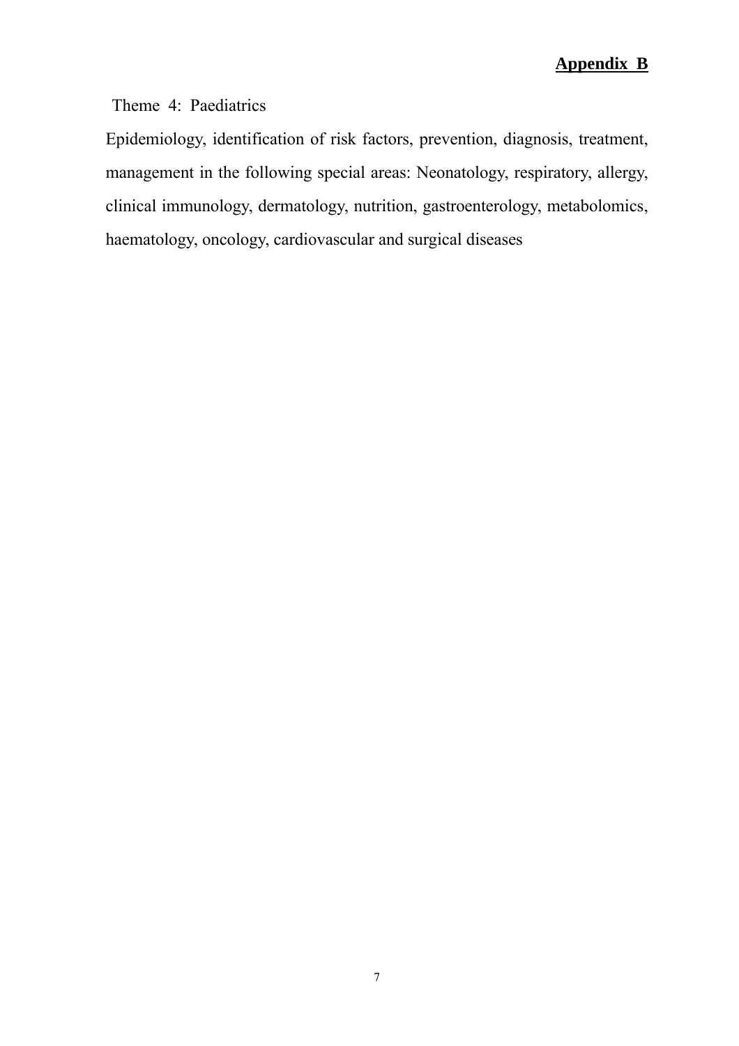**Appendix B**

Theme 4: Paediatrics

Epidemiology, identification of risk factors, prevention, diagnosis, treatment, management in the following special areas: Neonatology, respiratory, allergy, clinical immunology, dermatology, nutrition, gastroenterology, metabolomics, haematology, oncology, cardiovascular and surgical diseases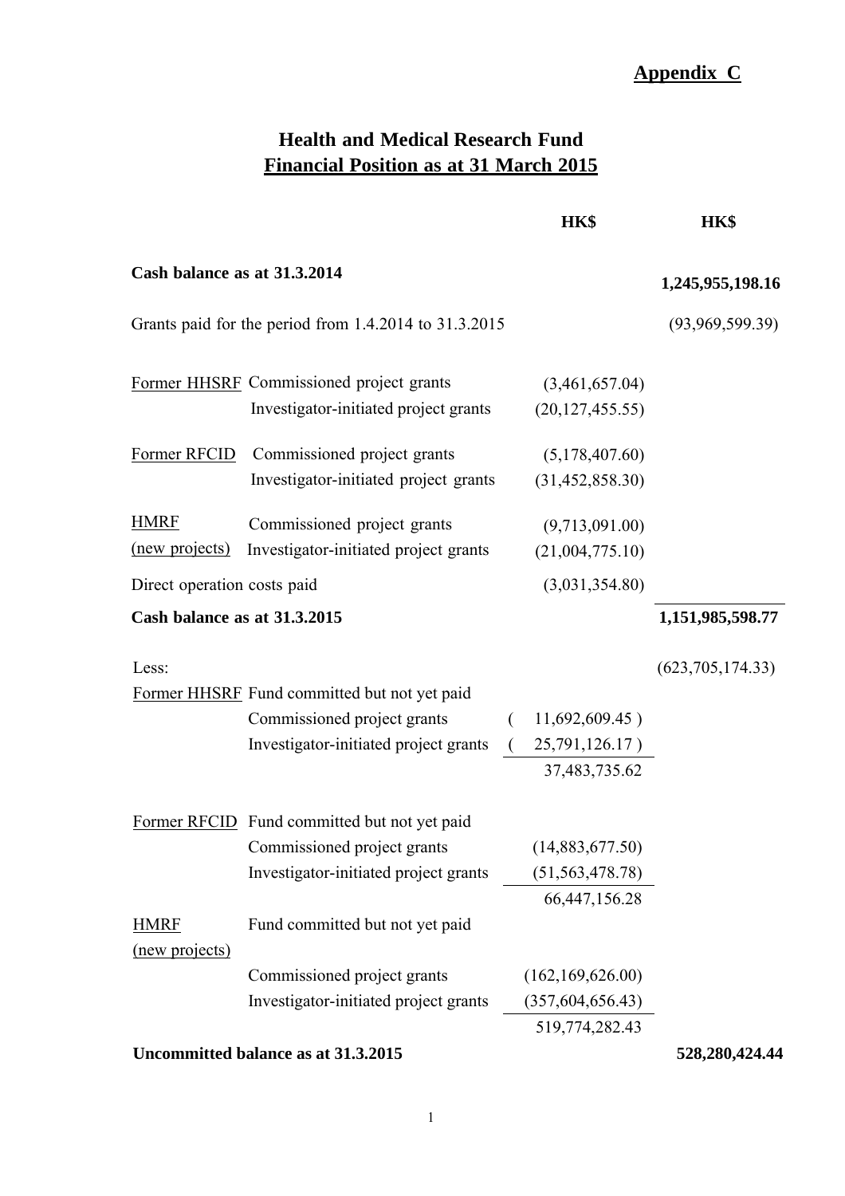**Appendix C**

# Health and Medical Research Fund

## Financial Position as at 31 March 2015

| | | HK$ | HK$ |
|---|---|---|---|
| **Cash balance as at 31.3.2014** | | | **1,245,955,198.16** |
| Grants paid for the period from 1.4.2014 to 31.3.2015 | | | (93,969,599.39) |
| Former HHSRF | Commissioned project grants | (3,461,657.04) | |
| | Investigator-initiated project grants | (20,127,455.55) | |
| Former RFCID | Commissioned project grants | (5,178,407.60) | |
| | Investigator-initiated project grants | (31,452,858.30) | |
| HMRF (new projects) | Commissioned project grants | (9,713,091.00) | |
| | Investigator-initiated project grants | (21,004,775.10) | |
| Direct operation costs paid | | (3,031,354.80) | |
| **Cash balance as at 31.3.2015** | | | **1,151,985,598.77** |
| Less: | | | (623,705,174.33) |
| Former HHSRF | Fund committed but not yet paid | | |
| | Commissioned project grants | ( 11,692,609.45 ) | |
| | Investigator-initiated project grants | ( 25,791,126.17 ) | |
| | | 37,483,735.62 | |
| Former RFCID | Fund committed but not yet paid | | |
| | Commissioned project grants | (14,883,677.50) | |
| | Investigator-initiated project grants | (51,563,478.78) | |
| | | 66,447,156.28 | |
| HMRF (new projects) | Fund committed but not yet paid | | |
| | Commissioned project grants | (162,169,626.00) | |
| | Investigator-initiated project grants | (357,604,656.43) | |
| | | 519,774,282.43 | |
| **Uncommitted balance as at 31.3.2015** | | | **528,280,424.44** |